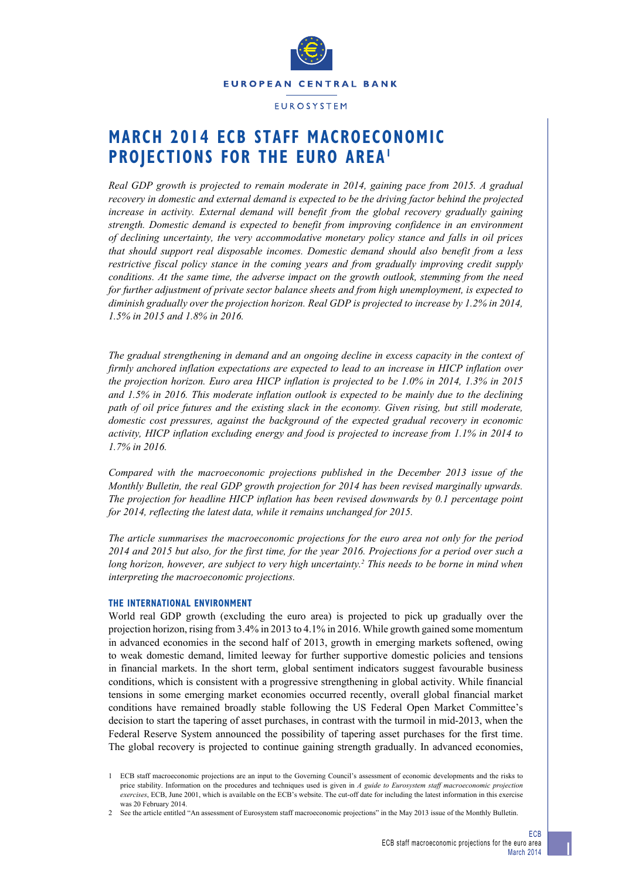EUROPEAN CENTRAL BANK

EUROSYSTEM

# MARCH 2014 ECB STAFF MACROECONOMIC PROJECTIONS FOR THE EURO AREA[1]

*Real GDP growth is projected to remain moderate in 2014, gaining pace from 2015. A gradual recovery in domestic and external demand is expected to be the driving factor behind the projected increase in activity. External demand will benefit from the global recovery gradually gaining strength. Domestic demand is expected to benefit from improving confidence in an environment of declining uncertainty, the very accommodative monetary policy stance and falls in oil prices that should support real disposable incomes. Domestic demand should also benefit from a less restrictive fiscal policy stance in the coming years and from gradually improving credit supply conditions. At the same time, the adverse impact on the growth outlook, stemming from the need for further adjustment of private sector balance sheets and from high unemployment, is expected to diminish gradually over the projection horizon. Real GDP is projected to increase by 1.2% in 2014, 1.5% in 2015 and 1.8% in 2016.*

*The gradual strengthening in demand and an ongoing decline in excess capacity in the context of firmly anchored inflation expectations are expected to lead to an increase in HICP inflation over the projection horizon. Euro area HICP inflation is projected to be 1.0% in 2014, 1.3% in 2015 and 1.5% in 2016. This moderate inflation outlook is expected to be mainly due to the declining path of oil price futures and the existing slack in the economy. Given rising, but still moderate, domestic cost pressures, against the background of the expected gradual recovery in economic activity, HICP inflation excluding energy and food is projected to increase from 1.1% in 2014 to 1.7% in 2016.*

*Compared with the macroeconomic projections published in the December 2013 issue of the Monthly Bulletin, the real GDP growth projection for 2014 has been revised marginally upwards. The projection for headline HICP inflation has been revised downwards by 0.1 percentage point for 2014, reflecting the latest data, while it remains unchanged for 2015.*

*The article summarises the macroeconomic projections for the euro area not only for the period 2014 and 2015 but also, for the first time, for the year 2016. Projections for a period over such a long horizon, however, are subject to very high uncertainty.[2] This needs to be borne in mind when interpreting the macroeconomic projections.*

## THE INTERNATIONAL ENVIRONMENT

World real GDP growth (excluding the euro area) is projected to pick up gradually over the projection horizon, rising from 3.4% in 2013 to 4.1% in 2016. While growth gained some momentum in advanced economies in the second half of 2013, growth in emerging markets softened, owing to weak domestic demand, limited leeway for further supportive domestic policies and tensions in financial markets. In the short term, global sentiment indicators suggest favourable business conditions, which is consistent with a progressive strengthening in global activity. While financial tensions in some emerging market economies occurred recently, overall global financial market conditions have remained broadly stable following the US Federal Open Market Committee's decision to start the tapering of asset purchases, in contrast with the turmoil in mid-2013, when the Federal Reserve System announced the possibility of tapering asset purchases for the first time. The global recovery is projected to continue gaining strength gradually. In advanced economies,

1 ECB staff macroeconomic projections are an input to the Governing Council's assessment of economic developments and the risks to price stability. Information on the procedures and techniques used is given in *A guide to Eurosystem staff macroeconomic projection exercises*, ECB, June 2001, which is available on the ECB's website. The cut-off date for including the latest information in this exercise was 20 February 2014.

2 See the article entitled "An assessment of Eurosystem staff macroeconomic projections" in the May 2013 issue of the Monthly Bulletin.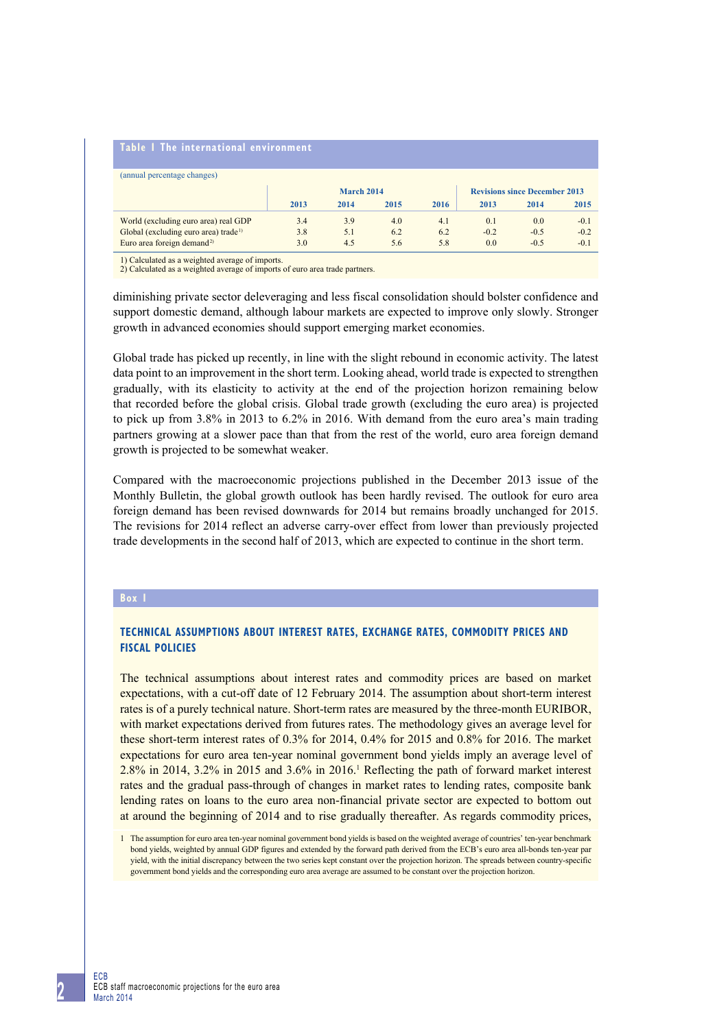**Table 1 The international environment**

(annual percentage changes)

| | March 2014 | | | | Revisions since December 2013 | | |
|---|---|---|---|---|---|---|---|
| | 2013 | 2014 | 2015 | 2016 | 2013 | 2014 | 2015 |
| World (excluding euro area) real GDP | 3.4 | 3.9 | 4.0 | 4.1 | 0.1 | 0.0 | -0.1 |
| Global (excluding euro area) trade[1)] | 3.8 | 5.1 | 6.2 | 6.2 | -0.2 | -0.5 | -0.2 |
| Euro area foreign demand[2)] | 3.0 | 4.5 | 5.6 | 5.8 | 0.0 | -0.5 | -0.1 |

1) Calculated as a weighted average of imports.
2) Calculated as a weighted average of imports of euro area trade partners.

diminishing private sector deleveraging and less fiscal consolidation should bolster confidence and support domestic demand, although labour markets are expected to improve only slowly. Stronger growth in advanced economies should support emerging market economies.

Global trade has picked up recently, in line with the slight rebound in economic activity. The latest data point to an improvement in the short term. Looking ahead, world trade is expected to strengthen gradually, with its elasticity to activity at the end of the projection horizon remaining below that recorded before the global crisis. Global trade growth (excluding the euro area) is projected to pick up from 3.8% in 2013 to 6.2% in 2016. With demand from the euro area's main trading partners growing at a slower pace than that from the rest of the world, euro area foreign demand growth is projected to be somewhat weaker.

Compared with the macroeconomic projections published in the December 2013 issue of the Monthly Bulletin, the global growth outlook has been hardly revised. The outlook for euro area foreign demand has been revised downwards for 2014 but remains broadly unchanged for 2015. The revisions for 2014 reflect an adverse carry-over effect from lower than previously projected trade developments in the second half of 2013, which are expected to continue in the short term.

## Box 1

### TECHNICAL ASSUMPTIONS ABOUT INTEREST RATES, EXCHANGE RATES, COMMODITY PRICES AND FISCAL POLICIES

The technical assumptions about interest rates and commodity prices are based on market expectations, with a cut-off date of 12 February 2014. The assumption about short-term interest rates is of a purely technical nature. Short-term rates are measured by the three-month EURIBOR, with market expectations derived from futures rates. The methodology gives an average level for these short-term interest rates of 0.3% for 2014, 0.4% for 2015 and 0.8% for 2016. The market expectations for euro area ten-year nominal government bond yields imply an average level of 2.8% in 2014, 3.2% in 2015 and 3.6% in 2016.[1] Reflecting the path of forward market interest rates and the gradual pass-through of changes in market rates to lending rates, composite bank lending rates on loans to the euro area non-financial private sector are expected to bottom out at around the beginning of 2014 and to rise gradually thereafter. As regards commodity prices,

1 The assumption for euro area ten-year nominal government bond yields is based on the weighted average of countries' ten-year benchmark bond yields, weighted by annual GDP figures and extended by the forward path derived from the ECB's euro area all-bonds ten-year par yield, with the initial discrepancy between the two series kept constant over the projection horizon. The spreads between country-specific government bond yields and the corresponding euro area average are assumed to be constant over the projection horizon.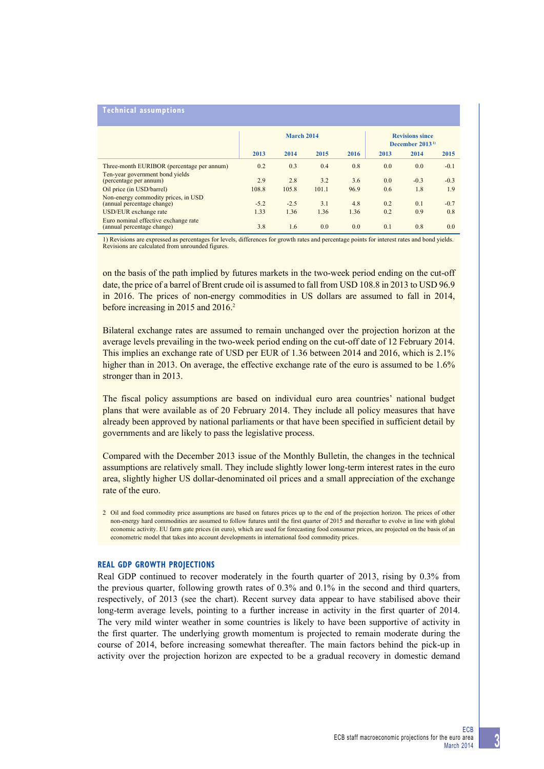## Technical assumptions

| | March 2014 | | | | Revisions since December 2013 [1] | | |
|---|---|---|---|---|---|---|---|
| | 2013 | 2014 | 2015 | 2016 | 2013 | 2014 | 2015 |
| Three-month EURIBOR (percentage per annum) | 0.2 | 0.3 | 0.4 | 0.8 | 0.0 | 0.0 | -0.1 |
| Ten-year government bond yields (percentage per annum) | 2.9 | 2.8 | 3.2 | 3.6 | 0.0 | -0.3 | -0.3 |
| Oil price (in USD/barrel) | 108.8 | 105.8 | 101.1 | 96.9 | 0.6 | 1.8 | 1.9 |
| Non-energy commodity prices, in USD (annual percentage change) | -5.2 | -2.5 | 3.1 | 4.8 | 0.2 | 0.1 | -0.7 |
| USD/EUR exchange rate | 1.33 | 1.36 | 1.36 | 1.36 | 0.2 | 0.9 | 0.8 |
| Euro nominal effective exchange rate (annual percentage change) | 3.8 | 1.6 | 0.0 | 0.0 | 0.1 | 0.8 | 0.0 |

1) Revisions are expressed as percentages for levels, differences for growth rates and percentage points for interest rates and bond yields. Revisions are calculated from unrounded figures.

on the basis of the path implied by futures markets in the two-week period ending on the cut-off date, the price of a barrel of Brent crude oil is assumed to fall from USD 108.8 in 2013 to USD 96.9 in 2016. The prices of non-energy commodities in US dollars are assumed to fall in 2014, before increasing in 2015 and 2016.[2]

Bilateral exchange rates are assumed to remain unchanged over the projection horizon at the average levels prevailing in the two-week period ending on the cut-off date of 12 February 2014. This implies an exchange rate of USD per EUR of 1.36 between 2014 and 2016, which is 2.1% higher than in 2013. On average, the effective exchange rate of the euro is assumed to be 1.6% stronger than in 2013.

The fiscal policy assumptions are based on individual euro area countries' national budget plans that were available as of 20 February 2014. They include all policy measures that have already been approved by national parliaments or that have been specified in sufficient detail by governments and are likely to pass the legislative process.

Compared with the December 2013 issue of the Monthly Bulletin, the changes in the technical assumptions are relatively small. They include slightly lower long-term interest rates in the euro area, slightly higher US dollar-denominated oil prices and a small appreciation of the exchange rate of the euro.

2 Oil and food commodity price assumptions are based on futures prices up to the end of the projection horizon. The prices of other non-energy hard commodities are assumed to follow futures until the first quarter of 2015 and thereafter to evolve in line with global economic activity. EU farm gate prices (in euro), which are used for forecasting food consumer prices, are projected on the basis of an econometric model that takes into account developments in international food commodity prices.

## REAL GDP GROWTH PROJECTIONS

Real GDP continued to recover moderately in the fourth quarter of 2013, rising by 0.3% from the previous quarter, following growth rates of 0.3% and 0.1% in the second and third quarters, respectively, of 2013 (see the chart). Recent survey data appear to have stabilised above their long-term average levels, pointing to a further increase in activity in the first quarter of 2014. The very mild winter weather in some countries is likely to have been supportive of activity in the first quarter. The underlying growth momentum is projected to remain moderate during the course of 2014, before increasing somewhat thereafter. The main factors behind the pick-up in activity over the projection horizon are expected to be a gradual recovery in domestic demand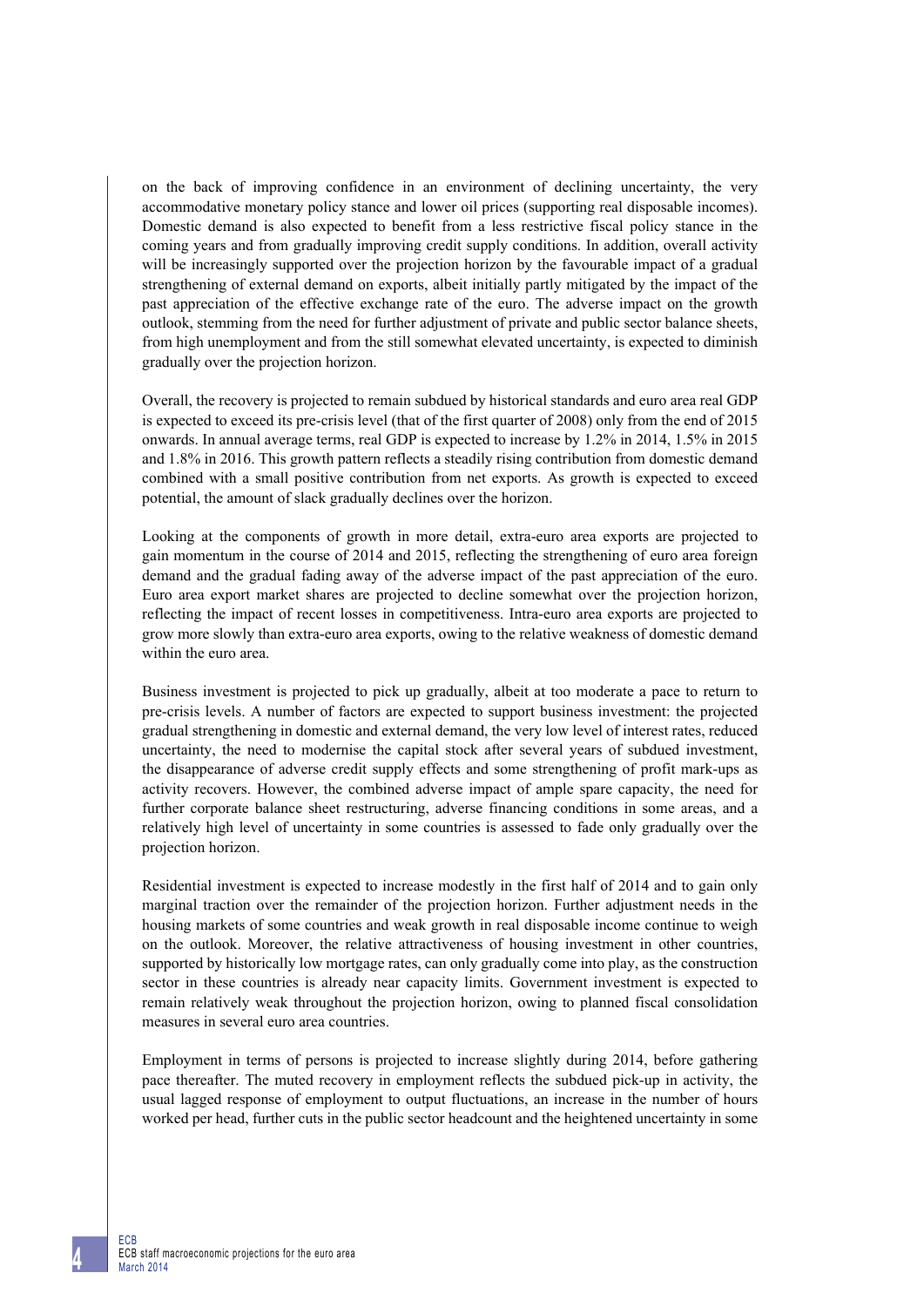on the back of improving confidence in an environment of declining uncertainty, the very accommodative monetary policy stance and lower oil prices (supporting real disposable incomes). Domestic demand is also expected to benefit from a less restrictive fiscal policy stance in the coming years and from gradually improving credit supply conditions. In addition, overall activity will be increasingly supported over the projection horizon by the favourable impact of a gradual strengthening of external demand on exports, albeit initially partly mitigated by the impact of the past appreciation of the effective exchange rate of the euro. The adverse impact on the growth outlook, stemming from the need for further adjustment of private and public sector balance sheets, from high unemployment and from the still somewhat elevated uncertainty, is expected to diminish gradually over the projection horizon.

Overall, the recovery is projected to remain subdued by historical standards and euro area real GDP is expected to exceed its pre-crisis level (that of the first quarter of 2008) only from the end of 2015 onwards. In annual average terms, real GDP is expected to increase by 1.2% in 2014, 1.5% in 2015 and 1.8% in 2016. This growth pattern reflects a steadily rising contribution from domestic demand combined with a small positive contribution from net exports. As growth is expected to exceed potential, the amount of slack gradually declines over the horizon.

Looking at the components of growth in more detail, extra-euro area exports are projected to gain momentum in the course of 2014 and 2015, reflecting the strengthening of euro area foreign demand and the gradual fading away of the adverse impact of the past appreciation of the euro. Euro area export market shares are projected to decline somewhat over the projection horizon, reflecting the impact of recent losses in competitiveness. Intra-euro area exports are projected to grow more slowly than extra-euro area exports, owing to the relative weakness of domestic demand within the euro area.

Business investment is projected to pick up gradually, albeit at too moderate a pace to return to pre-crisis levels. A number of factors are expected to support business investment: the projected gradual strengthening in domestic and external demand, the very low level of interest rates, reduced uncertainty, the need to modernise the capital stock after several years of subdued investment, the disappearance of adverse credit supply effects and some strengthening of profit mark-ups as activity recovers. However, the combined adverse impact of ample spare capacity, the need for further corporate balance sheet restructuring, adverse financing conditions in some areas, and a relatively high level of uncertainty in some countries is assessed to fade only gradually over the projection horizon.

Residential investment is expected to increase modestly in the first half of 2014 and to gain only marginal traction over the remainder of the projection horizon. Further adjustment needs in the housing markets of some countries and weak growth in real disposable income continue to weigh on the outlook. Moreover, the relative attractiveness of housing investment in other countries, supported by historically low mortgage rates, can only gradually come into play, as the construction sector in these countries is already near capacity limits. Government investment is expected to remain relatively weak throughout the projection horizon, owing to planned fiscal consolidation measures in several euro area countries.

Employment in terms of persons is projected to increase slightly during 2014, before gathering pace thereafter. The muted recovery in employment reflects the subdued pick-up in activity, the usual lagged response of employment to output fluctuations, an increase in the number of hours worked per head, further cuts in the public sector headcount and the heightened uncertainty in some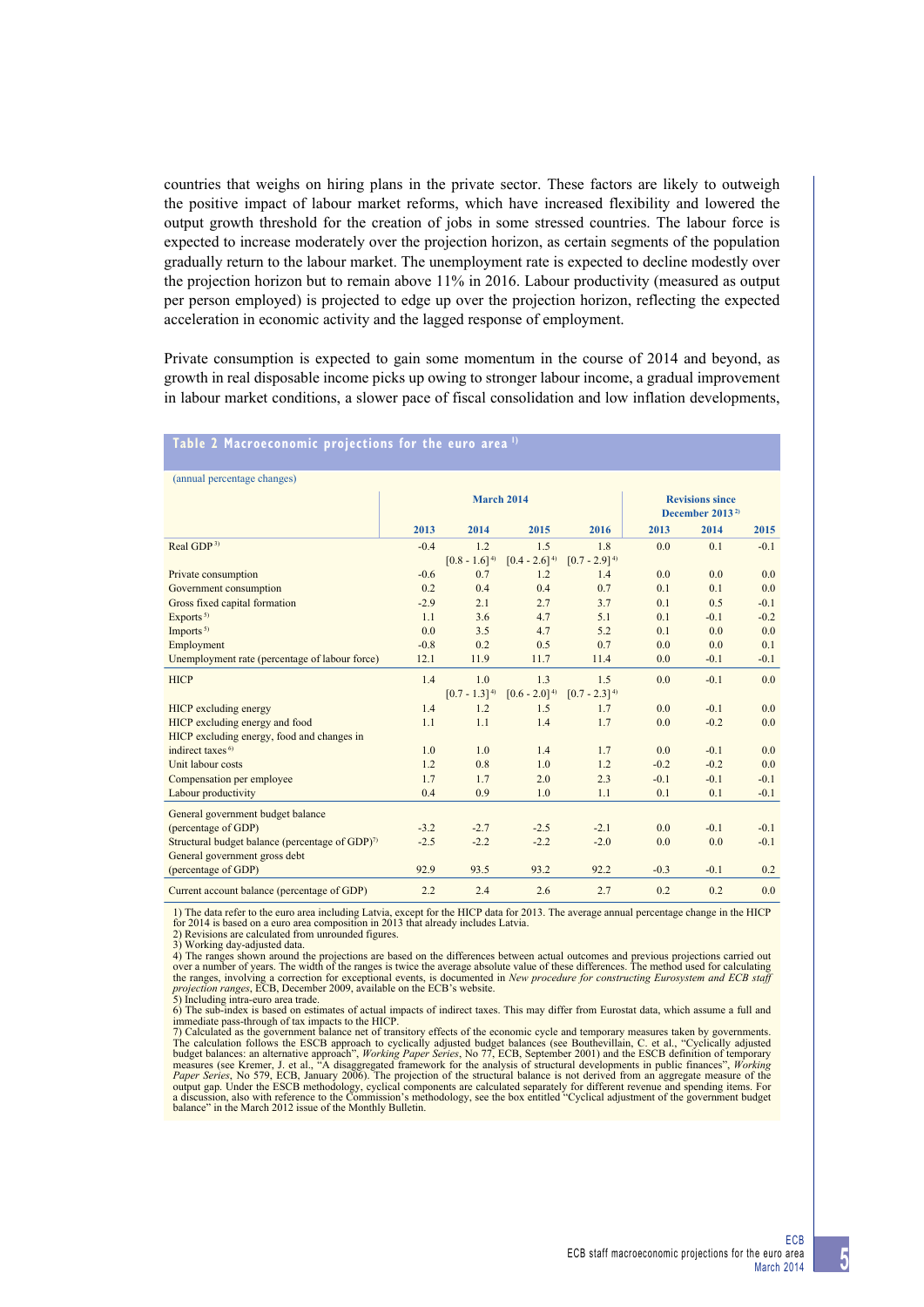countries that weighs on hiring plans in the private sector. These factors are likely to outweigh the positive impact of labour market reforms, which have increased flexibility and lowered the output growth threshold for the creation of jobs in some stressed countries. The labour force is expected to increase moderately over the projection horizon, as certain segments of the population gradually return to the labour market. The unemployment rate is expected to decline modestly over the projection horizon but to remain above 11% in 2016. Labour productivity (measured as output per person employed) is projected to edge up over the projection horizon, reflecting the expected acceleration in economic activity and the lagged response of employment.

Private consumption is expected to gain some momentum in the course of 2014 and beyond, as growth in real disposable income picks up owing to stronger labour income, a gradual improvement in labour market conditions, a slower pace of fiscal consolidation and low inflation developments,

**Table 2 Macroeconomic projections for the euro area [1]**

(annual percentage changes)

| | March 2014 | | | | Revisions since December 2013 [2] | | |
|---|---|---|---|---|---|---|---|
| | 2013 | 2014 | 2015 | 2016 | 2013 | 2014 | 2015 |
| Real GDP [3] | -0.4 | 1.2 | 1.5 | 1.8 | 0.0 | 0.1 | -0.1 |
| | | [0.8 - 1.6] [4] | [0.4 - 2.6] [4] | [0.7 - 2.9] [4] | | | |
| Private consumption | -0.6 | 0.7 | 1.2 | 1.4 | 0.0 | 0.0 | 0.0 |
| Government consumption | 0.2 | 0.4 | 0.4 | 0.7 | 0.1 | 0.1 | 0.0 |
| Gross fixed capital formation | -2.9 | 2.1 | 2.7 | 3.7 | 0.1 | 0.5 | -0.1 |
| Exports [5] | 1.1 | 3.6 | 4.7 | 5.1 | 0.1 | -0.1 | -0.2 |
| Imports [5] | 0.0 | 3.5 | 4.7 | 5.2 | 0.1 | 0.0 | 0.0 |
| Employment | -0.8 | 0.2 | 0.5 | 0.7 | 0.0 | 0.0 | 0.1 |
| Unemployment rate (percentage of labour force) | 12.1 | 11.9 | 11.7 | 11.4 | 0.0 | -0.1 | -0.1 |
| HICP | 1.4 | 1.0 | 1.3 | 1.5 | 0.0 | -0.1 | 0.0 |
| | | [0.7 - 1.3] [4] | [0.6 - 2.0] [4] | [0.7 - 2.3] [4] | | | |
| HICP excluding energy | 1.4 | 1.2 | 1.5 | 1.7 | 0.0 | -0.1 | 0.0 |
| HICP excluding energy and food | 1.1 | 1.1 | 1.4 | 1.7 | 0.0 | -0.2 | 0.0 |
| HICP excluding energy, food and changes in indirect taxes [6] | 1.0 | 1.0 | 1.4 | 1.7 | 0.0 | -0.1 | 0.0 |
| Unit labour costs | 1.2 | 0.8 | 1.0 | 1.2 | -0.2 | -0.2 | 0.0 |
| Compensation per employee | 1.7 | 1.7 | 2.0 | 2.3 | -0.1 | -0.1 | -0.1 |
| Labour productivity | 0.4 | 0.9 | 1.0 | 1.1 | 0.1 | 0.1 | -0.1 |
| General government budget balance (percentage of GDP) | -3.2 | -2.7 | -2.5 | -2.1 | 0.0 | -0.1 | -0.1 |
| Structural budget balance (percentage of GDP) [7] | -2.5 | -2.2 | -2.2 | -2.0 | 0.0 | 0.0 | -0.1 |
| General government gross debt (percentage of GDP) | 92.9 | 93.5 | 93.2 | 92.2 | -0.3 | -0.1 | 0.2 |
| Current account balance (percentage of GDP) | 2.2 | 2.4 | 2.6 | 2.7 | 0.2 | 0.2 | 0.0 |

1) The data refer to the euro area including Latvia, except for the HICP data for 2013. The average annual percentage change in the HICP for 2014 is based on a euro area composition in 2013 that already includes Latvia.
2) Revisions are calculated from unrounded figures.
3) Working day-adjusted data.
4) The ranges shown around the projections are based on the differences between actual outcomes and previous projections carried out over a number of years. The width of the ranges is twice the average absolute value of these differences. The method used for calculating the ranges, involving a correction for exceptional events, is documented in *New procedure for constructing Eurosystem and ECB staff projection ranges*, ECB, December 2009, available on the ECB's website.
5) Including intra-euro area trade.
6) The sub-index is based on estimates of actual impacts of indirect taxes. This may differ from Eurostat data, which assume a full and immediate pass-through of tax impacts to the HICP.
7) Calculated as the government balance net of transitory effects of the economic cycle and temporary measures taken by governments. The calculation follows the ESCB approach to cyclically adjusted budget balances (see Bouthevillain, C. et al., "Cyclically adjusted budget balances: an alternative approach", *Working Paper Series*, No 77, ECB, September 2001) and the ESCB definition of temporary measures (see Kremer, J. et al., "A disaggregated framework for the analysis of structural developments in public finances", *Working Paper Series*, No 579, ECB, January 2006). The projection of the structural balance is not derived from an aggregate measure of the output gap. Under the ESCB methodology, cyclical components are calculated separately for different revenue and spending items. For a discussion, also with reference to the Commission's methodology, see the box entitled "Cyclical adjustment of the government budget balance" in the March 2012 issue of the Monthly Bulletin.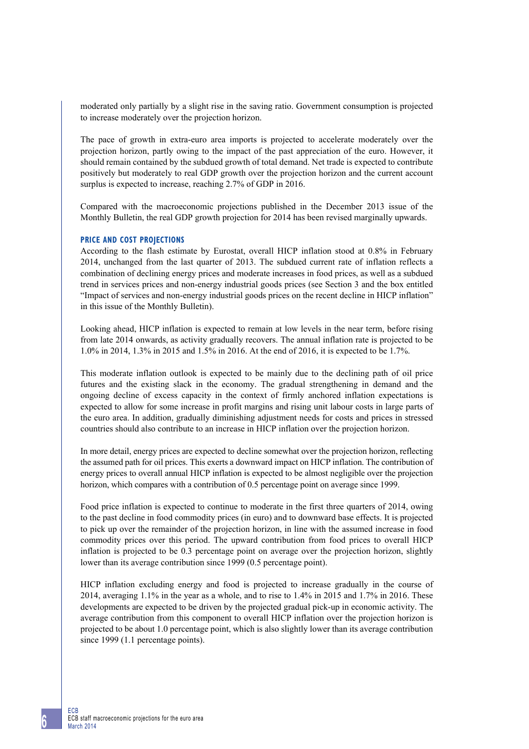moderated only partially by a slight rise in the saving ratio. Government consumption is projected to increase moderately over the projection horizon.

The pace of growth in extra-euro area imports is projected to accelerate moderately over the projection horizon, partly owing to the impact of the past appreciation of the euro. However, it should remain contained by the subdued growth of total demand. Net trade is expected to contribute positively but moderately to real GDP growth over the projection horizon and the current account surplus is expected to increase, reaching 2.7% of GDP in 2016.

Compared with the macroeconomic projections published in the December 2013 issue of the Monthly Bulletin, the real GDP growth projection for 2014 has been revised marginally upwards.

### PRICE AND COST PROJECTIONS

According to the flash estimate by Eurostat, overall HICP inflation stood at 0.8% in February 2014, unchanged from the last quarter of 2013. The subdued current rate of inflation reflects a combination of declining energy prices and moderate increases in food prices, as well as a subdued trend in services prices and non-energy industrial goods prices (see Section 3 and the box entitled "Impact of services and non-energy industrial goods prices on the recent decline in HICP inflation" in this issue of the Monthly Bulletin).

Looking ahead, HICP inflation is expected to remain at low levels in the near term, before rising from late 2014 onwards, as activity gradually recovers. The annual inflation rate is projected to be 1.0% in 2014, 1.3% in 2015 and 1.5% in 2016. At the end of 2016, it is expected to be 1.7%.

This moderate inflation outlook is expected to be mainly due to the declining path of oil price futures and the existing slack in the economy. The gradual strengthening in demand and the ongoing decline of excess capacity in the context of firmly anchored inflation expectations is expected to allow for some increase in profit margins and rising unit labour costs in large parts of the euro area. In addition, gradually diminishing adjustment needs for costs and prices in stressed countries should also contribute to an increase in HICP inflation over the projection horizon.

In more detail, energy prices are expected to decline somewhat over the projection horizon, reflecting the assumed path for oil prices. This exerts a downward impact on HICP inflation. The contribution of energy prices to overall annual HICP inflation is expected to be almost negligible over the projection horizon, which compares with a contribution of 0.5 percentage point on average since 1999.

Food price inflation is expected to continue to moderate in the first three quarters of 2014, owing to the past decline in food commodity prices (in euro) and to downward base effects. It is projected to pick up over the remainder of the projection horizon, in line with the assumed increase in food commodity prices over this period. The upward contribution from food prices to overall HICP inflation is projected to be 0.3 percentage point on average over the projection horizon, slightly lower than its average contribution since 1999 (0.5 percentage point).

HICP inflation excluding energy and food is projected to increase gradually in the course of 2014, averaging 1.1% in the year as a whole, and to rise to 1.4% in 2015 and 1.7% in 2016. These developments are expected to be driven by the projected gradual pick-up in economic activity. The average contribution from this component to overall HICP inflation over the projection horizon is projected to be about 1.0 percentage point, which is also slightly lower than its average contribution since 1999 (1.1 percentage points).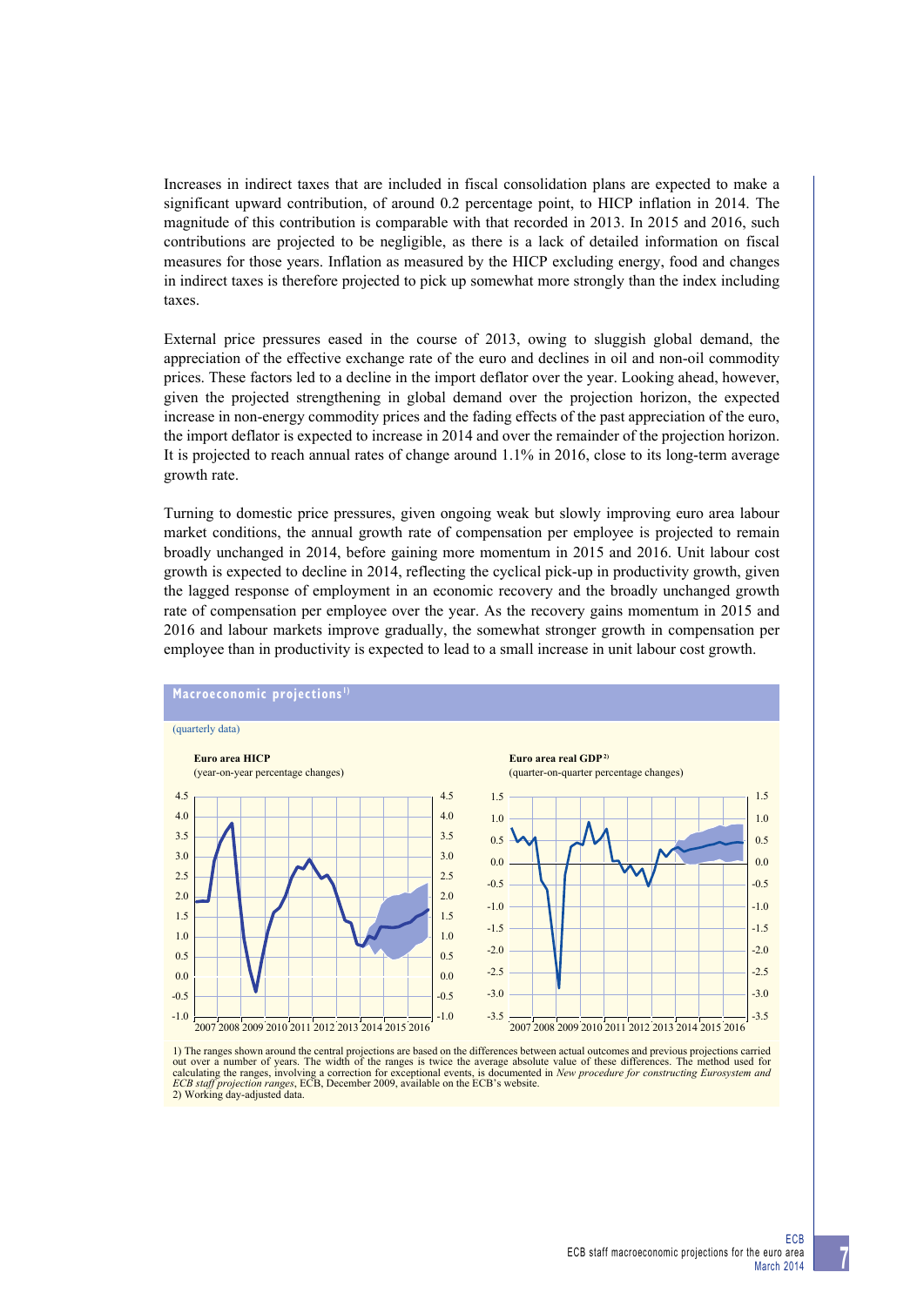Increases in indirect taxes that are included in fiscal consolidation plans are expected to make a significant upward contribution, of around 0.2 percentage point, to HICP inflation in 2014. The magnitude of this contribution is comparable with that recorded in 2013. In 2015 and 2016, such contributions are projected to be negligible, as there is a lack of detailed information on fiscal measures for those years. Inflation as measured by the HICP excluding energy, food and changes in indirect taxes is therefore projected to pick up somewhat more strongly than the index including taxes.

External price pressures eased in the course of 2013, owing to sluggish global demand, the appreciation of the effective exchange rate of the euro and declines in oil and non-oil commodity prices. These factors led to a decline in the import deflator over the year. Looking ahead, however, given the projected strengthening in global demand over the projection horizon, the expected increase in non-energy commodity prices and the fading effects of the past appreciation of the euro, the import deflator is expected to increase in 2014 and over the remainder of the projection horizon. It is projected to reach annual rates of change around 1.1% in 2016, close to its long-term average growth rate.

Turning to domestic price pressures, given ongoing weak but slowly improving euro area labour market conditions, the annual growth rate of compensation per employee is projected to remain broadly unchanged in 2014, before gaining more momentum in 2015 and 2016. Unit labour cost growth is expected to decline in 2014, reflecting the cyclical pick-up in productivity growth, given the lagged response of employment in an economic recovery and the broadly unchanged growth rate of compensation per employee over the year. As the recovery gains momentum in 2015 and 2016 and labour markets improve gradually, the somewhat stronger growth in compensation per employee than in productivity is expected to lead to a small increase in unit labour cost growth.

**Macroeconomic projections**[1]

(quarterly data)

**Euro area HICP**
(year-on-year percentage changes)

**Euro area real GDP**[2]
(quarter-on-quarter percentage changes)

1) The ranges shown around the central projections are based on the differences between actual outcomes and previous projections carried out over a number of years. The width of the ranges is twice the average absolute value of these differences. The method used for calculating the ranges, involving a correction for exceptional events, is documented in *New procedure for constructing Eurosystem and ECB staff projection ranges*, ECB, December 2009, available on the ECB's website.
2) Working day-adjusted data.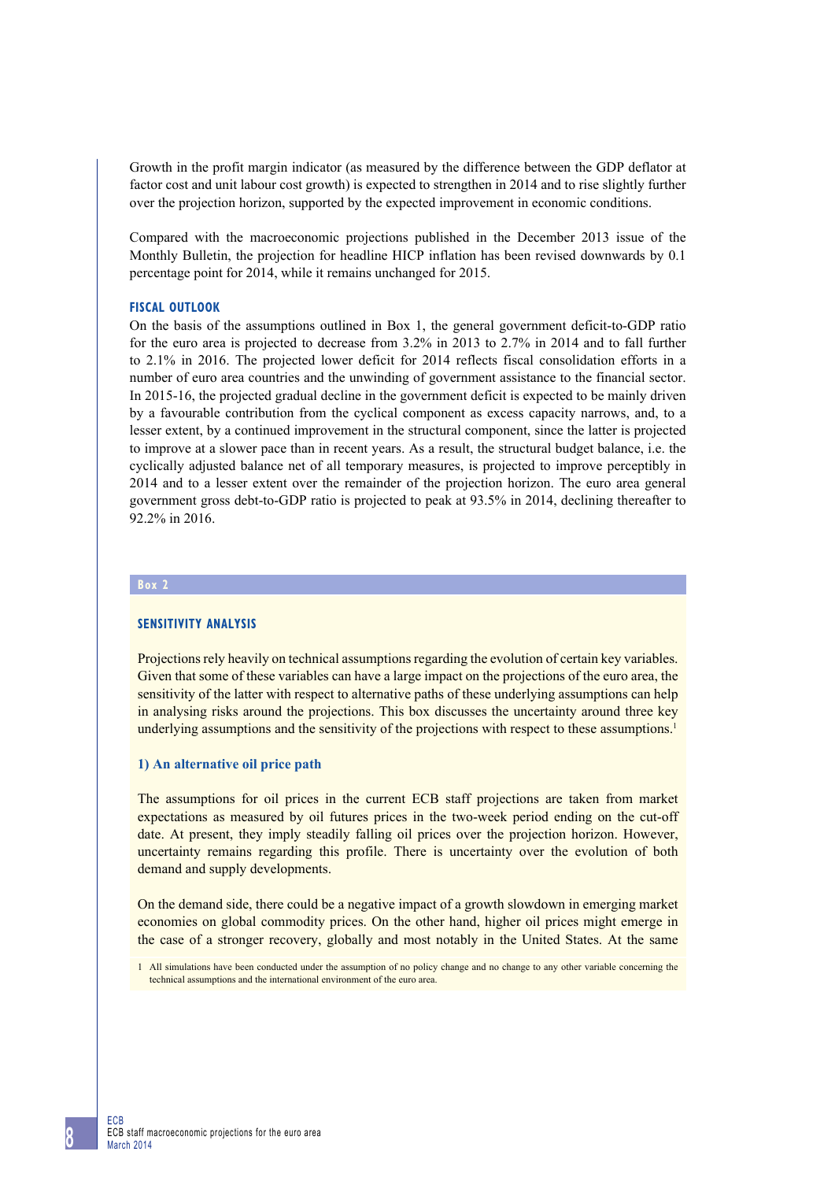Growth in the profit margin indicator (as measured by the difference between the GDP deflator at factor cost and unit labour cost growth) is expected to strengthen in 2014 and to rise slightly further over the projection horizon, supported by the expected improvement in economic conditions.

Compared with the macroeconomic projections published in the December 2013 issue of the Monthly Bulletin, the projection for headline HICP inflation has been revised downwards by 0.1 percentage point for 2014, while it remains unchanged for 2015.

### FISCAL OUTLOOK

On the basis of the assumptions outlined in Box 1, the general government deficit-to-GDP ratio for the euro area is projected to decrease from 3.2% in 2013 to 2.7% in 2014 and to fall further to 2.1% in 2016. The projected lower deficit for 2014 reflects fiscal consolidation efforts in a number of euro area countries and the unwinding of government assistance to the financial sector. In 2015-16, the projected gradual decline in the government deficit is expected to be mainly driven by a favourable contribution from the cyclical component as excess capacity narrows, and, to a lesser extent, by a continued improvement in the structural component, since the latter is projected to improve at a slower pace than in recent years. As a result, the structural budget balance, i.e. the cyclically adjusted balance net of all temporary measures, is projected to improve perceptibly in 2014 and to a lesser extent over the remainder of the projection horizon. The euro area general government gross debt-to-GDP ratio is projected to peak at 93.5% in 2014, declining thereafter to 92.2% in 2016.

**Box 2**

## SENSITIVITY ANALYSIS

Projections rely heavily on technical assumptions regarding the evolution of certain key variables. Given that some of these variables can have a large impact on the projections of the euro area, the sensitivity of the latter with respect to alternative paths of these underlying assumptions can help in analysing risks around the projections. This box discusses the uncertainty around three key underlying assumptions and the sensitivity of the projections with respect to these assumptions.[1]

### 1) An alternative oil price path

The assumptions for oil prices in the current ECB staff projections are taken from market expectations as measured by oil futures prices in the two-week period ending on the cut-off date. At present, they imply steadily falling oil prices over the projection horizon. However, uncertainty remains regarding this profile. There is uncertainty over the evolution of both demand and supply developments.

On the demand side, there could be a negative impact of a growth slowdown in emerging market economies on global commodity prices. On the other hand, higher oil prices might emerge in the case of a stronger recovery, globally and most notably in the United States. At the same

1 All simulations have been conducted under the assumption of no policy change and no change to any other variable concerning the technical assumptions and the international environment of the euro area.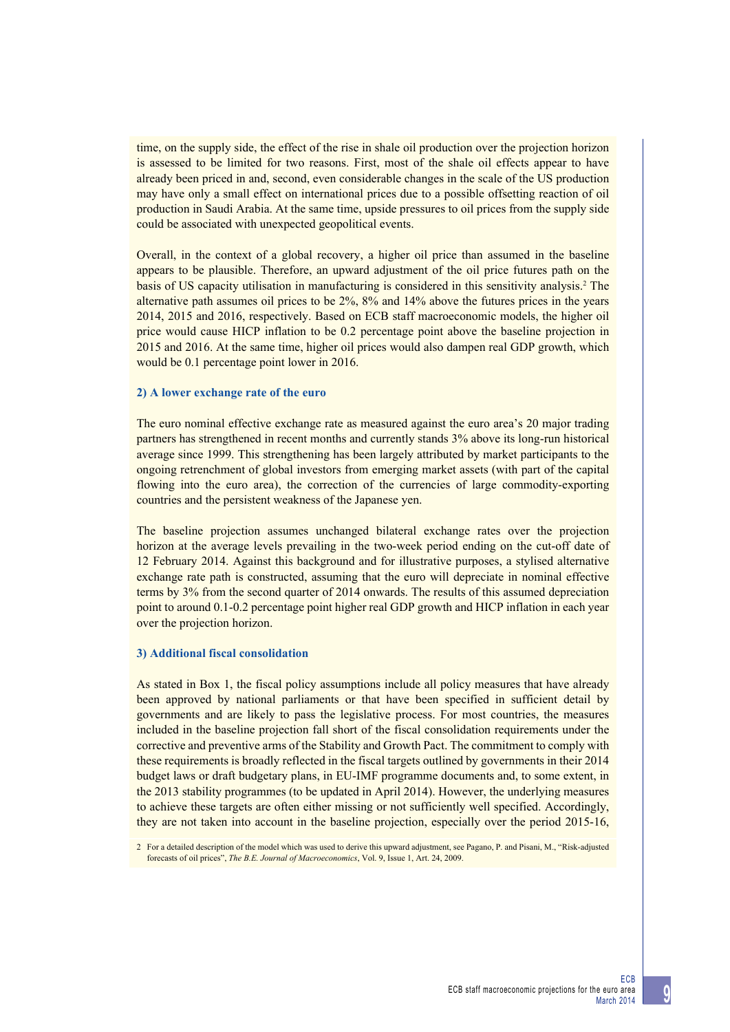time, on the supply side, the effect of the rise in shale oil production over the projection horizon is assessed to be limited for two reasons. First, most of the shale oil effects appear to have already been priced in and, second, even considerable changes in the scale of the US production may have only a small effect on international prices due to a possible offsetting reaction of oil production in Saudi Arabia. At the same time, upside pressures to oil prices from the supply side could be associated with unexpected geopolitical events.

Overall, in the context of a global recovery, a higher oil price than assumed in the baseline appears to be plausible. Therefore, an upward adjustment of the oil price futures path on the basis of US capacity utilisation in manufacturing is considered in this sensitivity analysis.[2] The alternative path assumes oil prices to be 2%, 8% and 14% above the futures prices in the years 2014, 2015 and 2016, respectively. Based on ECB staff macroeconomic models, the higher oil price would cause HICP inflation to be 0.2 percentage point above the baseline projection in 2015 and 2016. At the same time, higher oil prices would also dampen real GDP growth, which would be 0.1 percentage point lower in 2016.

### 2) A lower exchange rate of the euro

The euro nominal effective exchange rate as measured against the euro area's 20 major trading partners has strengthened in recent months and currently stands 3% above its long-run historical average since 1999. This strengthening has been largely attributed by market participants to the ongoing retrenchment of global investors from emerging market assets (with part of the capital flowing into the euro area), the correction of the currencies of large commodity-exporting countries and the persistent weakness of the Japanese yen.

The baseline projection assumes unchanged bilateral exchange rates over the projection horizon at the average levels prevailing in the two-week period ending on the cut-off date of 12 February 2014. Against this background and for illustrative purposes, a stylised alternative exchange rate path is constructed, assuming that the euro will depreciate in nominal effective terms by 3% from the second quarter of 2014 onwards. The results of this assumed depreciation point to around 0.1-0.2 percentage point higher real GDP growth and HICP inflation in each year over the projection horizon.

### 3) Additional fiscal consolidation

As stated in Box 1, the fiscal policy assumptions include all policy measures that have already been approved by national parliaments or that have been specified in sufficient detail by governments and are likely to pass the legislative process. For most countries, the measures included in the baseline projection fall short of the fiscal consolidation requirements under the corrective and preventive arms of the Stability and Growth Pact. The commitment to comply with these requirements is broadly reflected in the fiscal targets outlined by governments in their 2014 budget laws or draft budgetary plans, in EU-IMF programme documents and, to some extent, in the 2013 stability programmes (to be updated in April 2014). However, the underlying measures to achieve these targets are often either missing or not sufficiently well specified. Accordingly, they are not taken into account in the baseline projection, especially over the period 2015-16,

2 For a detailed description of the model which was used to derive this upward adjustment, see Pagano, P. and Pisani, M., "Risk-adjusted forecasts of oil prices", *The B.E. Journal of Macroeconomics*, Vol. 9, Issue 1, Art. 24, 2009.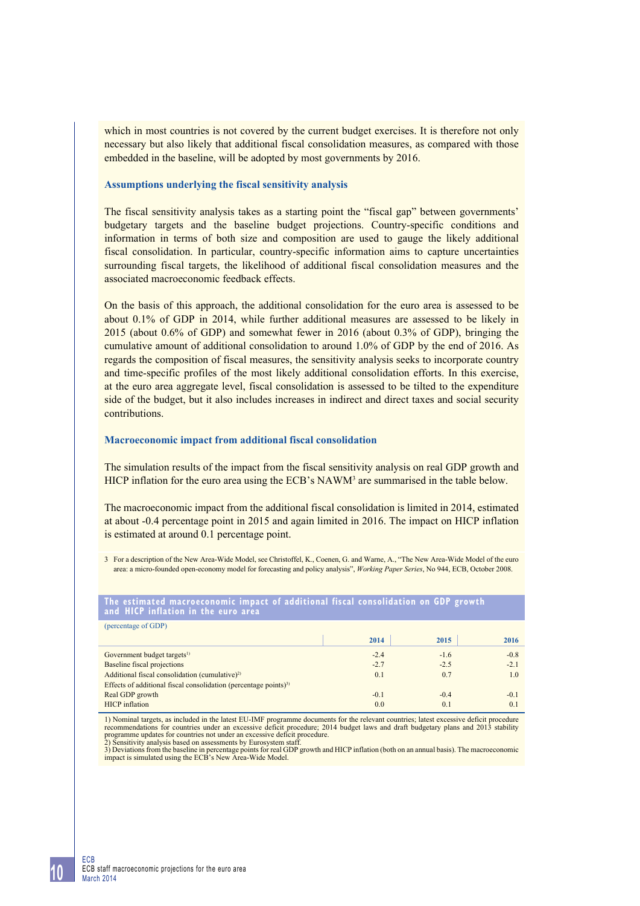which in most countries is not covered by the current budget exercises. It is therefore not only necessary but also likely that additional fiscal consolidation measures, as compared with those embedded in the baseline, will be adopted by most governments by 2016.

### Assumptions underlying the fiscal sensitivity analysis

The fiscal sensitivity analysis takes as a starting point the "fiscal gap" between governments' budgetary targets and the baseline budget projections. Country-specific conditions and information in terms of both size and composition are used to gauge the likely additional fiscal consolidation. In particular, country-specific information aims to capture uncertainties surrounding fiscal targets, the likelihood of additional fiscal consolidation measures and the associated macroeconomic feedback effects.

On the basis of this approach, the additional consolidation for the euro area is assessed to be about 0.1% of GDP in 2014, while further additional measures are assessed to be likely in 2015 (about 0.6% of GDP) and somewhat fewer in 2016 (about 0.3% of GDP), bringing the cumulative amount of additional consolidation to around 1.0% of GDP by the end of 2016. As regards the composition of fiscal measures, the sensitivity analysis seeks to incorporate country and time-specific profiles of the most likely additional consolidation efforts. In this exercise, at the euro area aggregate level, fiscal consolidation is assessed to be tilted to the expenditure side of the budget, but it also includes increases in indirect and direct taxes and social security contributions.

### Macroeconomic impact from additional fiscal consolidation

The simulation results of the impact from the fiscal sensitivity analysis on real GDP growth and HICP inflation for the euro area using the ECB's NAWM[3] are summarised in the table below.

The macroeconomic impact from the additional fiscal consolidation is limited in 2014, estimated at about -0.4 percentage point in 2015 and again limited in 2016. The impact on HICP inflation is estimated at around 0.1 percentage point.

3 For a description of the New Area-Wide Model, see Christoffel, K., Coenen, G. and Warne, A., "The New Area-Wide Model of the euro area: a micro-founded open-economy model for forecasting and policy analysis", *Working Paper Series*, No 944, ECB, October 2008.

**The estimated macroeconomic impact of additional fiscal consolidation on GDP growth and HICP inflation in the euro area**

(percentage of GDP)

| | 2014 | 2015 | 2016 |
|---|---|---|---|
| Government budget targets[1)] | -2.4 | -1.6 | -0.8 |
| Baseline fiscal projections | -2.7 | -2.5 | -2.1 |
| Additional fiscal consolidation (cumulative)[2)] | 0.1 | 0.7 | 1.0 |
| Effects of additional fiscal consolidation (percentage points)[3)] | | | |
| Real GDP growth | -0.1 | -0.4 | -0.1 |
| HICP inflation | 0.0 | 0.1 | 0.1 |

1) Nominal targets, as included in the latest EU-IMF programme documents for the relevant countries; latest excessive deficit procedure recommendations for countries under an excessive deficit procedure; 2014 budget laws and draft budgetary plans and 2013 stability programme updates for countries not under an excessive deficit procedure.
2) Sensitivity analysis based on assessments by Eurosystem staff.
3) Deviations from the baseline in percentage points for real GDP growth and HICP inflation (both on an annual basis). The macroeconomic impact is simulated using the ECB's New Area-Wide Model.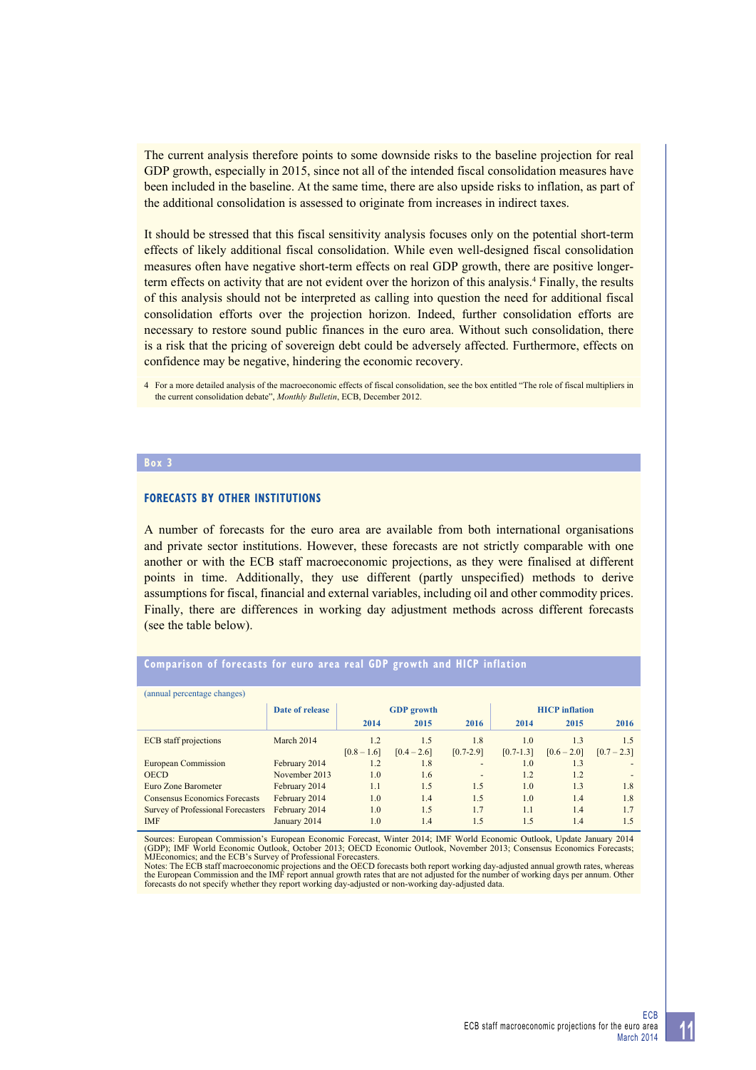The current analysis therefore points to some downside risks to the baseline projection for real GDP growth, especially in 2015, since not all of the intended fiscal consolidation measures have been included in the baseline. At the same time, there are also upside risks to inflation, as part of the additional consolidation is assessed to originate from increases in indirect taxes.

It should be stressed that this fiscal sensitivity analysis focuses only on the potential short-term effects of likely additional fiscal consolidation. While even well-designed fiscal consolidation measures often have negative short-term effects on real GDP growth, there are positive longer-term effects on activity that are not evident over the horizon of this analysis.[4] Finally, the results of this analysis should not be interpreted as calling into question the need for additional fiscal consolidation efforts over the projection horizon. Indeed, further consolidation efforts are necessary to restore sound public finances in the euro area. Without such consolidation, there is a risk that the pricing of sovereign debt could be adversely affected. Furthermore, effects on confidence may be negative, hindering the economic recovery.

4 For a more detailed analysis of the macroeconomic effects of fiscal consolidation, see the box entitled "The role of fiscal multipliers in the current consolidation debate", *Monthly Bulletin*, ECB, December 2012.

## Box 3

### FORECASTS BY OTHER INSTITUTIONS

A number of forecasts for the euro area are available from both international organisations and private sector institutions. However, these forecasts are not strictly comparable with one another or with the ECB staff macroeconomic projections, as they were finalised at different points in time. Additionally, they use different (partly unspecified) methods to derive assumptions for fiscal, financial and external variables, including oil and other commodity prices. Finally, there are differences in working day adjustment methods across different forecasts (see the table below).

**Comparison of forecasts for euro area real GDP growth and HICP inflation**

(annual percentage changes)

| | Date of release | GDP growth | | | HICP inflation | | |
|---|---|---|---|---|---|---|---|
| | | 2014 | 2015 | 2016 | 2014 | 2015 | 2016 |
| ECB staff projections | March 2014 | 1.2 | 1.5 | 1.8 | 1.0 | 1.3 | 1.5 |
| | | [0.8 – 1.6] | [0.4 – 2.6] | [0.7-2.9] | [0.7-1.3] | [0.6 – 2.0] | [0.7 – 2.3] |
| European Commission | February 2014 | 1.2 | 1.8 | - | 1.0 | 1.3 | - |
| OECD | November 2013 | 1.0 | 1.6 | - | 1.2 | 1.2 | - |
| Euro Zone Barometer | February 2014 | 1.1 | 1.5 | 1.5 | 1.0 | 1.3 | 1.8 |
| Consensus Economics Forecasts | February 2014 | 1.0 | 1.4 | 1.5 | 1.0 | 1.4 | 1.8 |
| Survey of Professional Forecasters | February 2014 | 1.0 | 1.5 | 1.7 | 1.1 | 1.4 | 1.7 |
| IMF | January 2014 | 1.0 | 1.4 | 1.5 | 1.5 | 1.4 | 1.5 |

Sources: European Commission's European Economic Forecast, Winter 2014; IMF World Economic Outlook, Update January 2014 (GDP); IMF World Economic Outlook, October 2013; OECD Economic Outlook, November 2013; Consensus Economics Forecasts; MJEconomics; and the ECB's Survey of Professional Forecasters.

Notes: The ECB staff macroeconomic projections and the OECD forecasts both report working day-adjusted annual growth rates, whereas the European Commission and the IMF report annual growth rates that are not adjusted for the number of working days per annum. Other forecasts do not specify whether they report working day-adjusted or non-working day-adjusted data.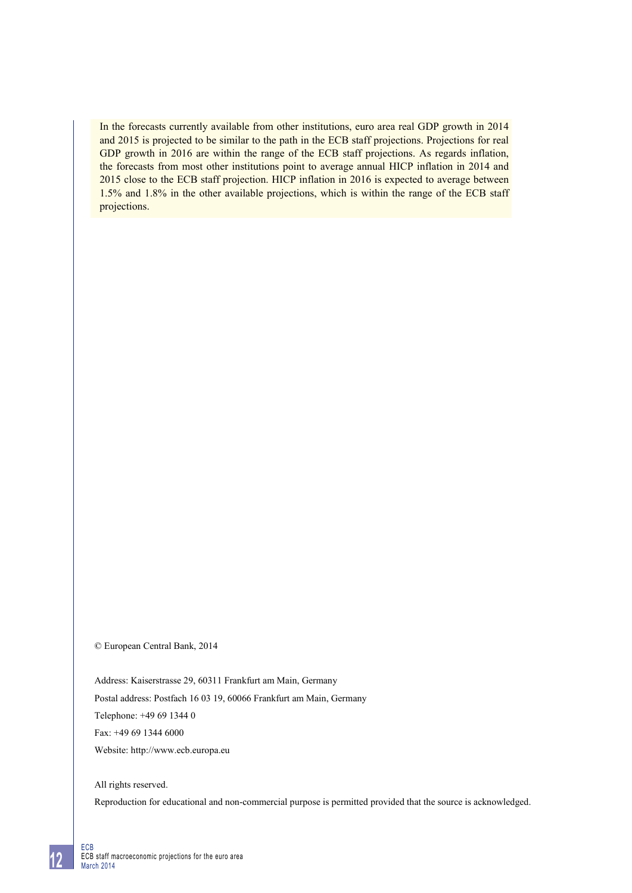In the forecasts currently available from other institutions, euro area real GDP growth in 2014 and 2015 is projected to be similar to the path in the ECB staff projections. Projections for real GDP growth in 2016 are within the range of the ECB staff projections. As regards inflation, the forecasts from most other institutions point to average annual HICP inflation in 2014 and 2015 close to the ECB staff projection. HICP inflation in 2016 is expected to average between 1.5% and 1.8% in the other available projections, which is within the range of the ECB staff projections.

© European Central Bank, 2014

Address: Kaiserstrasse 29, 60311 Frankfurt am Main, Germany

Postal address: Postfach 16 03 19, 60066 Frankfurt am Main, Germany

Telephone: +49 69 1344 0

Fax: +49 69 1344 6000

Website: http://www.ecb.europa.eu

All rights reserved.

Reproduction for educational and non-commercial purpose is permitted provided that the source is acknowledged.